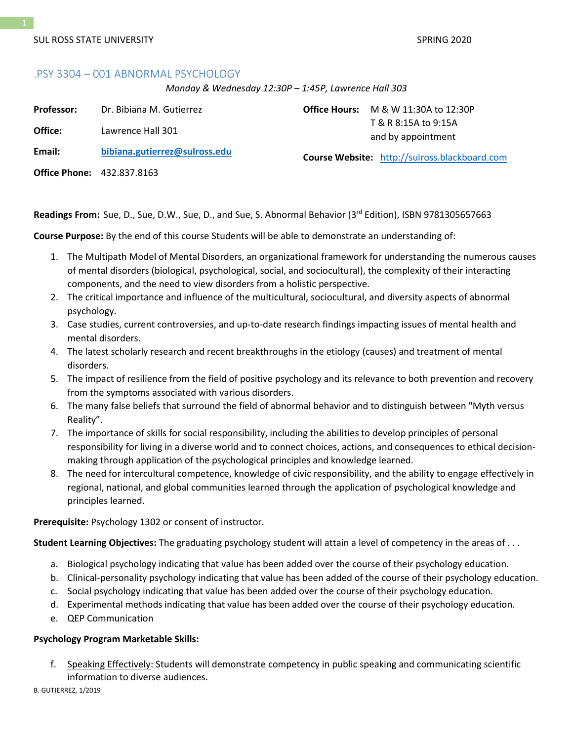SUL ROSS STATE UNIVERSITY SPRING 2020

## .PSY 3304 – 001 ABNORMAL PSYCHOLOGY

*Monday & Wednesday 12:30P – 1:45P, Lawrence Hall 303*

**Professor:** Dr. Bibiana M. Gutierrez

**Office:** Lawrence Hall 301

**Email:** **bibiana.gutierrez@sulross.edu**

**Office Phone:** 432.837.8163

**Office Hours:** M & W 11:30A to 12:30P
T & R 8:15A to 9:15A
and by appointment

**Course Website:** http://sulross.blackboard.com

**Readings From:** Sue, D., Sue, D.W., Sue, D., and Sue, S. Abnormal Behavior (3rd Edition), ISBN 9781305657663

**Course Purpose:** By the end of this course Students will be able to demonstrate an understanding of:

1. The Multipath Model of Mental Disorders, an organizational framework for understanding the numerous causes of mental disorders (biological, psychological, social, and sociocultural), the complexity of their interacting components, and the need to view disorders from a holistic perspective.
2. The critical importance and influence of the multicultural, sociocultural, and diversity aspects of abnormal psychology.
3. Case studies, current controversies, and up-to-date research findings impacting issues of mental health and mental disorders.
4. The latest scholarly research and recent breakthroughs in the etiology (causes) and treatment of mental disorders.
5. The impact of resilience from the field of positive psychology and its relevance to both prevention and recovery from the symptoms associated with various disorders.
6. The many false beliefs that surround the field of abnormal behavior and to distinguish between "Myth versus Reality".
7. The importance of skills for social responsibility, including the abilities to develop principles of personal responsibility for living in a diverse world and to connect choices, actions, and consequences to ethical decision-making through application of the psychological principles and knowledge learned.
8. The need for intercultural competence, knowledge of civic responsibility, and the ability to engage effectively in regional, national, and global communities learned through the application of psychological knowledge and principles learned.

**Prerequisite:** Psychology 1302 or consent of instructor.

**Student Learning Objectives:** The graduating psychology student will attain a level of competency in the areas of . . .

a. Biological psychology indicating that value has been added over the course of their psychology education.
b. Clinical-personality psychology indicating that value has been added of the course of their psychology education.
c. Social psychology indicating that value has been added over the course of their psychology education.
d. Experimental methods indicating that value has been added over the course of their psychology education.
e. QEP Communication

**Psychology Program Marketable Skills:**

f. Speaking Effectively: Students will demonstrate competency in public speaking and communicating scientific information to diverse audiences.

B. GUTIERREZ, 1/2019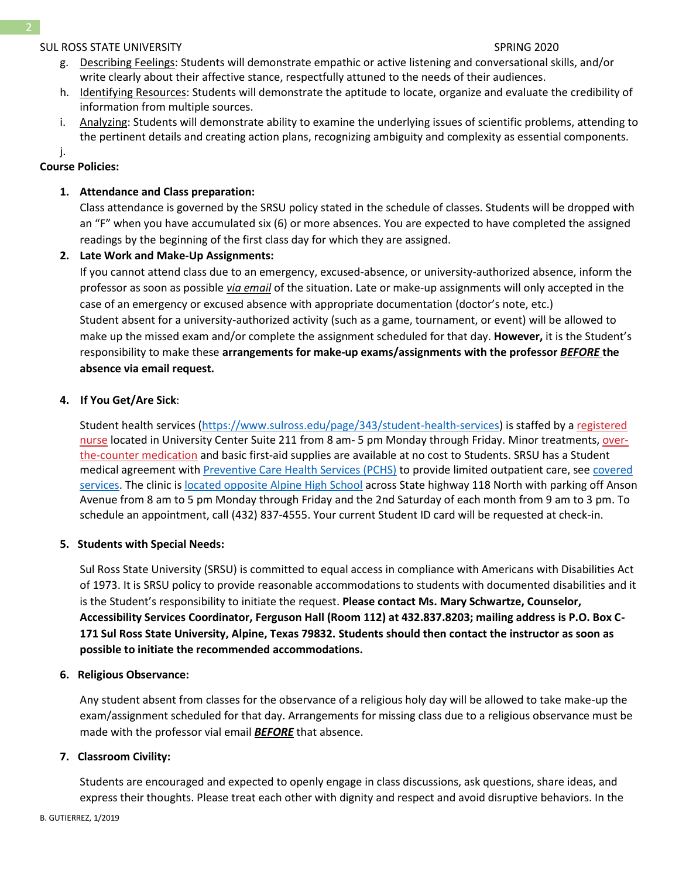g. Describing Feelings: Students will demonstrate empathic or active listening and conversational skills, and/or write clearly about their affective stance, respectfully attuned to the needs of their audiences.
h. Identifying Resources: Students will demonstrate the aptitude to locate, organize and evaluate the credibility of information from multiple sources.
i. Analyzing: Students will demonstrate ability to examine the underlying issues of scientific problems, attending to the pertinent details and creating action plans, recognizing ambiguity and complexity as essential components.
j.

**Course Policies:**

1. **Attendance and Class preparation:**
   Class attendance is governed by the SRSU policy stated in the schedule of classes. Students will be dropped with an "F" when you have accumulated six (6) or more absences. You are expected to have completed the assigned readings by the beginning of the first class day for which they are assigned.

2. **Late Work and Make-Up Assignments:**
   If you cannot attend class due to an emergency, excused-absence, or university-authorized absence, inform the professor as soon as possible *via email* of the situation. Late or make-up assignments will only accepted in the case of an emergency or excused absence with appropriate documentation (doctor's note, etc.)
   Student absent for a university-authorized activity (such as a game, tournament, or event) will be allowed to make up the missed exam and/or complete the assignment scheduled for that day. **However,** it is the Student's responsibility to make these **arrangements for make-up exams/assignments with the professor *BEFORE* the absence via email request.**

4. **If You Get/Are Sick**:

   Student health services (https://www.sulross.edu/page/343/student-health-services) is staffed by a registered nurse located in University Center Suite 211 from 8 am- 5 pm Monday through Friday. Minor treatments, over-the-counter medication and basic first-aid supplies are available at no cost to Students. SRSU has a Student medical agreement with Preventive Care Health Services (PCHS) to provide limited outpatient care, see covered services. The clinic is located opposite Alpine High School across State highway 118 North with parking off Anson Avenue from 8 am to 5 pm Monday through Friday and the 2nd Saturday of each month from 9 am to 3 pm. To schedule an appointment, call (432) 837-4555. Your current Student ID card will be requested at check-in.

5. **Students with Special Needs:**

   Sul Ross State University (SRSU) is committed to equal access in compliance with Americans with Disabilities Act of 1973. It is SRSU policy to provide reasonable accommodations to students with documented disabilities and it is the Student's responsibility to initiate the request. **Please contact Ms. Mary Schwartze, Counselor, Accessibility Services Coordinator, Ferguson Hall (Room 112) at 432.837.8203; mailing address is P.O. Box C-171 Sul Ross State University, Alpine, Texas 79832. Students should then contact the instructor as soon as possible to initiate the recommended accommodations.**

6. **Religious Observance:**

   Any student absent from classes for the observance of a religious holy day will be allowed to take make-up the exam/assignment scheduled for that day. Arrangements for missing class due to a religious observance must be made with the professor vial email ***BEFORE*** that absence.

7. **Classroom Civility:**

   Students are encouraged and expected to openly engage in class discussions, ask questions, share ideas, and express their thoughts. Please treat each other with dignity and respect and avoid disruptive behaviors. In the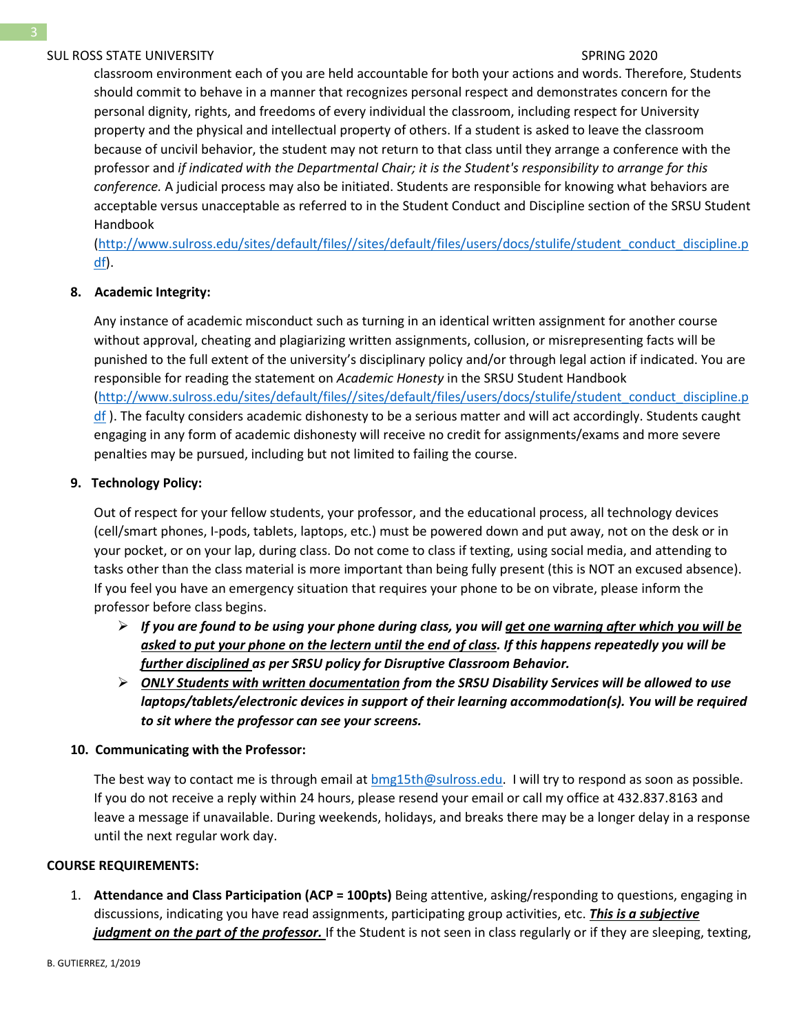classroom environment each of you are held accountable for both your actions and words. Therefore, Students should commit to behave in a manner that recognizes personal respect and demonstrates concern for the personal dignity, rights, and freedoms of every individual the classroom, including respect for University property and the physical and intellectual property of others. If a student is asked to leave the classroom because of uncivil behavior, the student may not return to that class until they arrange a conference with the professor and *if indicated with the Departmental Chair; it is the Student's responsibility to arrange for this conference.* A judicial process may also be initiated. Students are responsible for knowing what behaviors are acceptable versus unacceptable as referred to in the Student Conduct and Discipline section of the SRSU Student Handbook (http://www.sulross.edu/sites/default/files//sites/default/files/users/docs/stulife/student_conduct_discipline.pdf).

8. **Academic Integrity:**

   Any instance of academic misconduct such as turning in an identical written assignment for another course without approval, cheating and plagiarizing written assignments, collusion, or misrepresenting facts will be punished to the full extent of the university's disciplinary policy and/or through legal action if indicated. You are responsible for reading the statement on *Academic Honesty* in the SRSU Student Handbook (http://www.sulross.edu/sites/default/files//sites/default/files/users/docs/stulife/student_conduct_discipline.pdf ). The faculty considers academic dishonesty to be a serious matter and will act accordingly. Students caught engaging in any form of academic dishonesty will receive no credit for assignments/exams and more severe penalties may be pursued, including but not limited to failing the course.

9. **Technology Policy:**

   Out of respect for your fellow students, your professor, and the educational process, all technology devices (cell/smart phones, I-pods, tablets, laptops, etc.) must be powered down and put away, not on the desk or in your pocket, or on your lap, during class. Do not come to class if texting, using social media, and attending to tasks other than the class material is more important than being fully present (this is NOT an excused absence). If you feel you have an emergency situation that requires your phone to be on vibrate, please inform the professor before class begins.

   - ***If you are found to be using your phone during class, you will <u>get one warning after which you will be asked to put your phone on the lectern until the end of class</u>. If this happens repeatedly you will be <u>further disciplined</u> as per SRSU policy for Disruptive Classroom Behavior.***
   - ***<u>ONLY Students with written documentation</u> from the SRSU Disability Services will be allowed to use laptops/tablets/electronic devices in support of their learning accommodation(s). You will be required to sit where the professor can see your screens.***

10. **Communicating with the Professor:**

    The best way to contact me is through email at bmg15th@sulross.edu. I will try to respond as soon as possible. If you do not receive a reply within 24 hours, please resend your email or call my office at 432.837.8163 and leave a message if unavailable. During weekends, holidays, and breaks there may be a longer delay in a response until the next regular work day.

**COURSE REQUIREMENTS:**

1. **Attendance and Class Participation (ACP = 100pts)** Being attentive, asking/responding to questions, engaging in discussions, indicating you have read assignments, participating group activities, etc. ***<u>This is a subjective judgment on the part of the professor.</u>*** If the Student is not seen in class regularly or if they are sleeping, texting,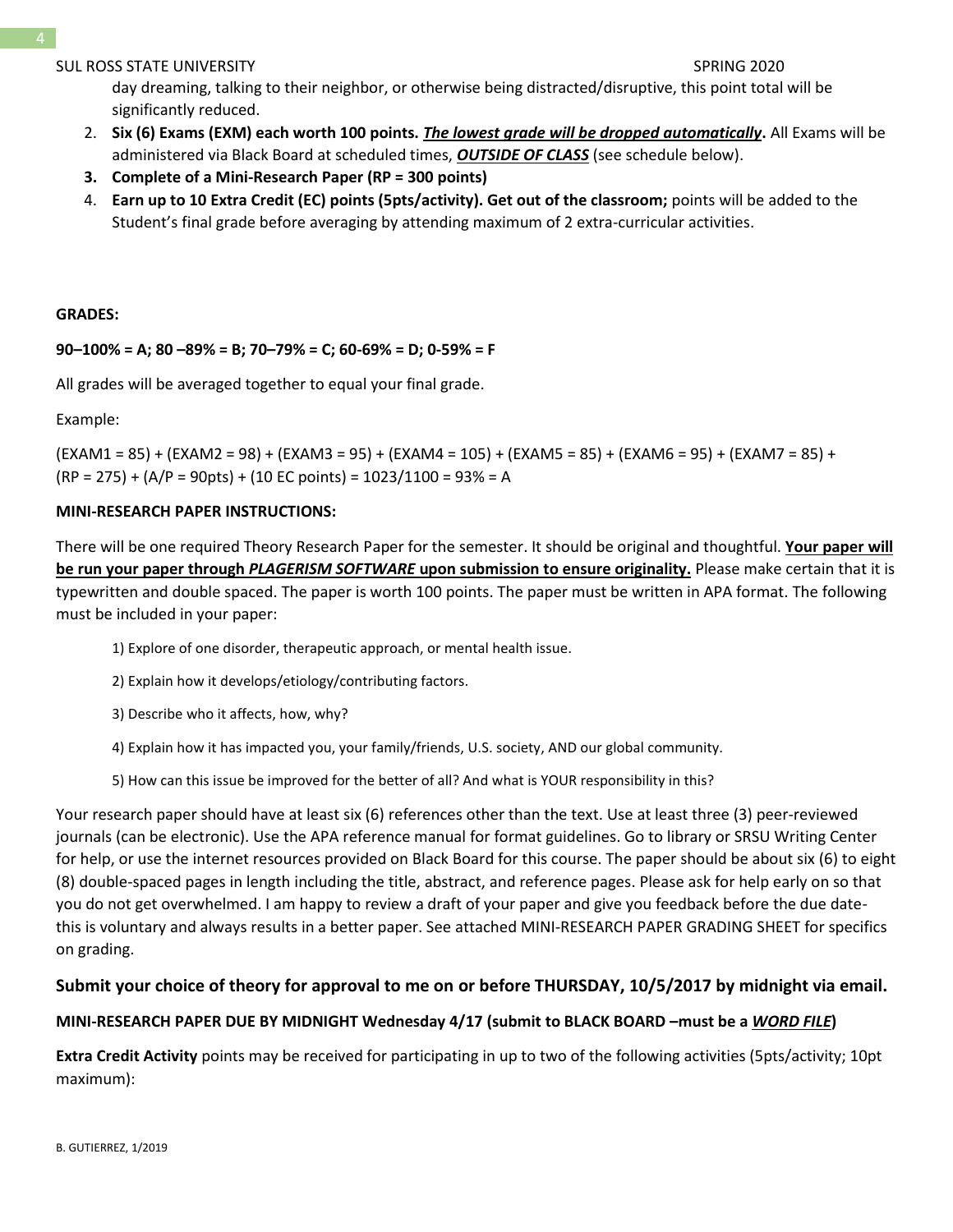day dreaming, talking to their neighbor, or otherwise being distracted/disruptive, this point total will be significantly reduced.

2. **Six (6) Exams (EXM) each worth 100 points. _**The lowest grade will be dropped automatically**_.** All Exams will be administered via Black Board at scheduled times, _**OUTSIDE OF CLASS**_ (see schedule below).
3. **Complete of a Mini-Research Paper (RP = 300 points)**
4. **Earn up to 10 Extra Credit (EC) points (5pts/activity). Get out of the classroom;** points will be added to the Student's final grade before averaging by attending maximum of 2 extra-curricular activities.

**GRADES:**

**90–100% = A; 80 –89% = B; 70–79% = C; 60-69% = D; 0-59% = F**

All grades will be averaged together to equal your final grade.

Example:

(EXAM1 = 85) + (EXAM2 = 98) + (EXAM3 = 95) + (EXAM4 = 105) + (EXAM5 = 85) + (EXAM6 = 95) + (EXAM7 = 85) + (RP = 275) + (A/P = 90pts) + (10 EC points) = 1023/1100 = 93% = A

**MINI-RESEARCH PAPER INSTRUCTIONS:**

There will be one required Theory Research Paper for the semester. It should be original and thoughtful. **Your paper will be run your paper through _PLAGERISM SOFTWARE_ upon submission to ensure originality.** Please make certain that it is typewritten and double spaced. The paper is worth 100 points. The paper must be written in APA format. The following must be included in your paper:

1) Explore of one disorder, therapeutic approach, or mental health issue.

2) Explain how it develops/etiology/contributing factors.

3) Describe who it affects, how, why?

4) Explain how it has impacted you, your family/friends, U.S. society, AND our global community.

5) How can this issue be improved for the better of all? And what is YOUR responsibility in this?

Your research paper should have at least six (6) references other than the text. Use at least three (3) peer-reviewed journals (can be electronic). Use the APA reference manual for format guidelines. Go to library or SRSU Writing Center for help, or use the internet resources provided on Black Board for this course. The paper should be about six (6) to eight (8) double-spaced pages in length including the title, abstract, and reference pages. Please ask for help early on so that you do not get overwhelmed. I am happy to review a draft of your paper and give you feedback before the due date-this is voluntary and always results in a better paper. See attached MINI-RESEARCH PAPER GRADING SHEET for specifics on grading.

**Submit your choice of theory for approval to me on or before THURSDAY, 10/5/2017 by midnight via email.**

**MINI-RESEARCH PAPER DUE BY MIDNIGHT Wednesday 4/17 (submit to BLACK BOARD –must be a _WORD FILE_)**

**Extra Credit Activity** points may be received for participating in up to two of the following activities (5pts/activity; 10pt maximum):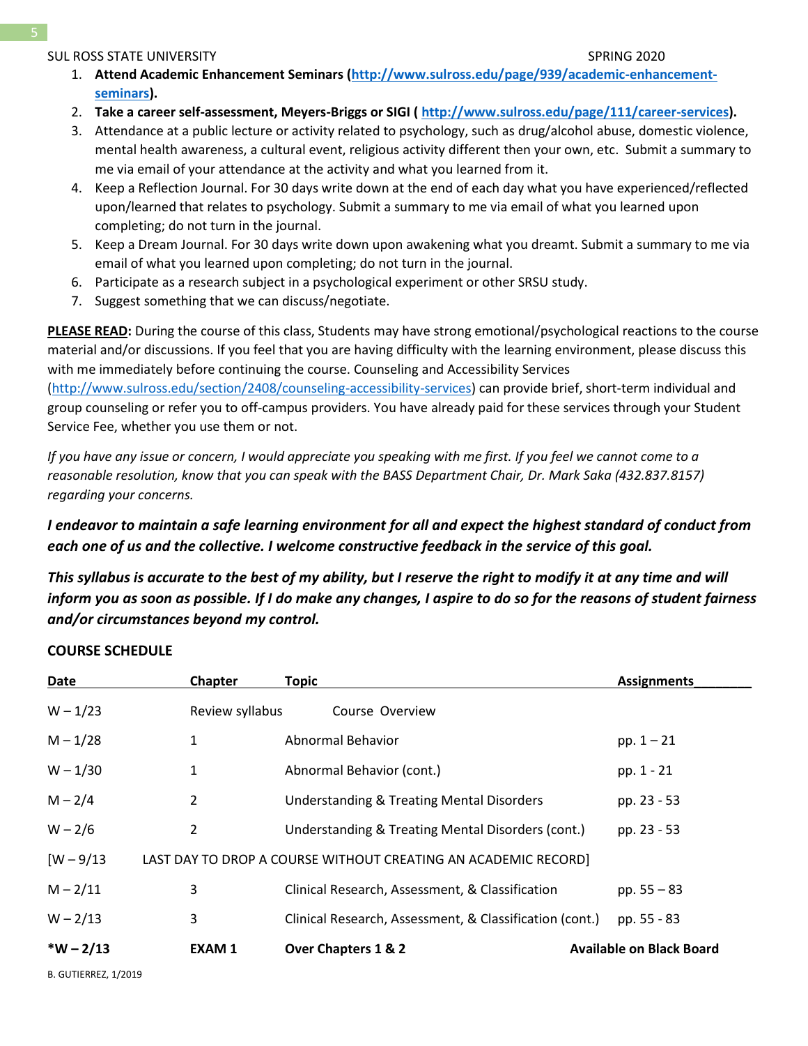1. **Attend Academic Enhancement Seminars ([http://www.sulross.edu/page/939/academic-enhancement-seminars](http://www.sulross.edu/page/939/academic-enhancement-seminars)).**
2. **Take a career self-assessment, Meyers-Briggs or SIGI ( [http://www.sulross.edu/page/111/career-services](http://www.sulross.edu/page/111/career-services)).**
3. Attendance at a public lecture or activity related to psychology, such as drug/alcohol abuse, domestic violence, mental health awareness, a cultural event, religious activity different then your own, etc. Submit a summary to me via email of your attendance at the activity and what you learned from it.
4. Keep a Reflection Journal. For 30 days write down at the end of each day what you have experienced/reflected upon/learned that relates to psychology. Submit a summary to me via email of what you learned upon completing; do not turn in the journal.
5. Keep a Dream Journal. For 30 days write down upon awakening what you dreamt. Submit a summary to me via email of what you learned upon completing; do not turn in the journal.
6. Participate as a research subject in a psychological experiment or other SRSU study.
7. Suggest something that we can discuss/negotiate.

**PLEASE READ:** During the course of this class, Students may have strong emotional/psychological reactions to the course material and/or discussions. If you feel that you are having difficulty with the learning environment, please discuss this with me immediately before continuing the course. Counseling and Accessibility Services ([http://www.sulross.edu/section/2408/counseling-accessibility-services](http://www.sulross.edu/section/2408/counseling-accessibility-services)) can provide brief, short-term individual and group counseling or refer you to off-campus providers. You have already paid for these services through your Student Service Fee, whether you use them or not.

*If you have any issue or concern, I would appreciate you speaking with me first. If you feel we cannot come to a reasonable resolution, know that you can speak with the BASS Department Chair, Dr. Mark Saka (432.837.8157) regarding your concerns.*

***I endeavor to maintain a safe learning environment for all and expect the highest standard of conduct from each one of us and the collective. I welcome constructive feedback in the service of this goal.***

***This syllabus is accurate to the best of my ability, but I reserve the right to modify it at any time and will inform you as soon as possible. If I do make any changes, I aspire to do so for the reasons of student fairness and/or circumstances beyond my control.***

**COURSE SCHEDULE**

| Date | Chapter | Topic | Assignments |
|---|---|---|---|
| W – 1/23 | Review syllabus | Course Overview | |
| M – 1/28 | 1 | Abnormal Behavior | pp. 1 – 21 |
| W – 1/30 | 1 | Abnormal Behavior (cont.) | pp. 1 - 21 |
| M – 2/4 | 2 | Understanding & Treating Mental Disorders | pp. 23 - 53 |
| W – 2/6 | 2 | Understanding & Treating Mental Disorders (cont.) | pp. 23 - 53 |
| [W – 9/13 | LAST DAY TO DROP A COURSE WITHOUT CREATING AN ACADEMIC RECORD] | | |
| M – 2/11 | 3 | Clinical Research, Assessment, & Classification | pp. 55 – 83 |
| W – 2/13 | 3 | Clinical Research, Assessment, & Classification (cont.) | pp. 55 - 83 |
| ***W – 2/13** | **EXAM 1** | **Over Chapters 1 & 2** | **Available on Black Board** |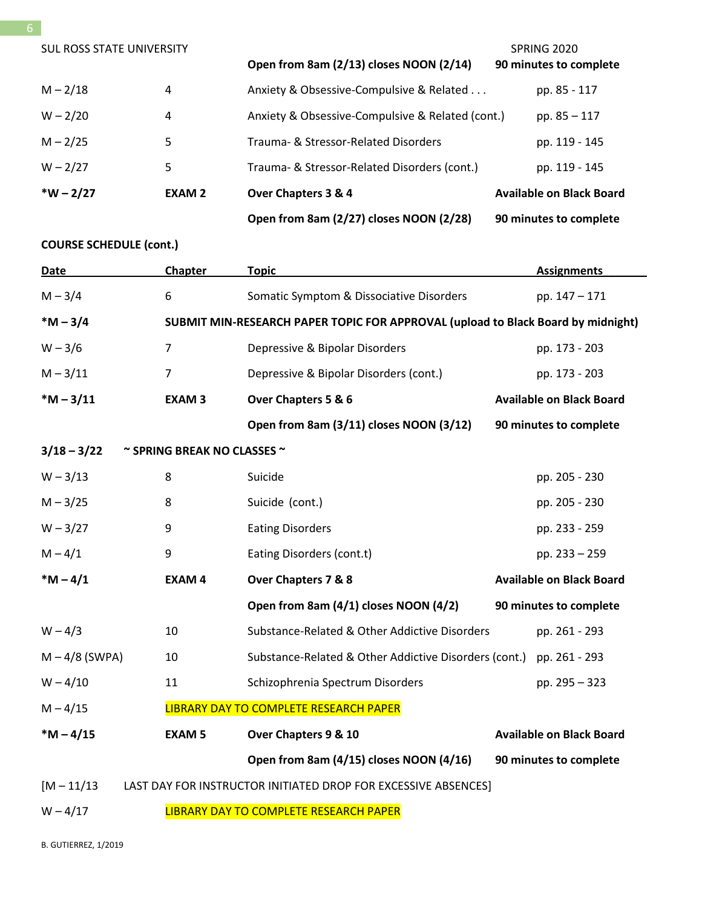SUL ROSS STATE UNIVERSITY SPRING 2020

| | | | |
|---|---|---|---|
| | | **Open from 8am (2/13) closes NOON (2/14)** | **90 minutes to complete** |
| M – 2/18 | 4 | Anxiety & Obsessive-Compulsive & Related . . . | pp. 85 - 117 |
| W – 2/20 | 4 | Anxiety & Obsessive-Compulsive & Related (cont.) | pp. 85 – 117 |
| M – 2/25 | 5 | Trauma- & Stressor-Related Disorders | pp. 119 - 145 |
| W – 2/27 | 5 | Trauma- & Stressor-Related Disorders (cont.) | pp. 119 - 145 |
| **\*W – 2/27** | **EXAM 2** | **Over Chapters 3 & 4** | **Available on Black Board** |
| | | **Open from 8am (2/27) closes NOON (2/28)** | **90 minutes to complete** |

**COURSE SCHEDULE (cont.)**

| Date | Chapter | Topic | Assignments |
|---|---|---|---|
| M – 3/4 | 6 | Somatic Symptom & Dissociative Disorders | pp. 147 – 171 |
| **\*M – 3/4** | **SUBMIT MIN-RESEARCH PAPER TOPIC FOR APPROVAL (upload to Black Board by midnight)** | | |
| W – 3/6 | 7 | Depressive & Bipolar Disorders | pp. 173 - 203 |
| M – 3/11 | 7 | Depressive & Bipolar Disorders (cont.) | pp. 173 - 203 |
| **\*M – 3/11** | **EXAM 3** | **Over Chapters 5 & 6** | **Available on Black Board** |
| | | **Open from 8am (3/11) closes NOON (3/12)** | **90 minutes to complete** |
| **3/18 – 3/22** | **~ SPRING BREAK NO CLASSES ~** | | |
| W – 3/13 | 8 | Suicide | pp. 205 - 230 |
| M – 3/25 | 8 | Suicide (cont.) | pp. 205 - 230 |
| W – 3/27 | 9 | Eating Disorders | pp. 233 - 259 |
| M – 4/1 | 9 | Eating Disorders (cont.t) | pp. 233 – 259 |
| **\*M – 4/1** | **EXAM 4** | **Over Chapters 7 & 8** | **Available on Black Board** |
| | | **Open from 8am (4/1) closes NOON (4/2)** | **90 minutes to complete** |
| W – 4/3 | 10 | Substance-Related & Other Addictive Disorders | pp. 261 - 293 |
| M – 4/8 (SWPA) | 10 | Substance-Related & Other Addictive Disorders (cont.) | pp. 261 - 293 |
| W – 4/10 | 11 | Schizophrenia Spectrum Disorders | pp. 295 – 323 |
| M – 4/15 | LIBRARY DAY TO COMPLETE RESEARCH PAPER | | |
| **\*M – 4/15** | **EXAM 5** | **Over Chapters 9 & 10** | **Available on Black Board** |
| | | **Open from 8am (4/15) closes NOON (4/16)** | **90 minutes to complete** |
| [M – 11/13 | LAST DAY FOR INSTRUCTOR INITIATED DROP FOR EXCESSIVE ABSENCES] | | |
| W – 4/17 | LIBRARY DAY TO COMPLETE RESEARCH PAPER | | |

B. GUTIERREZ, 1/2019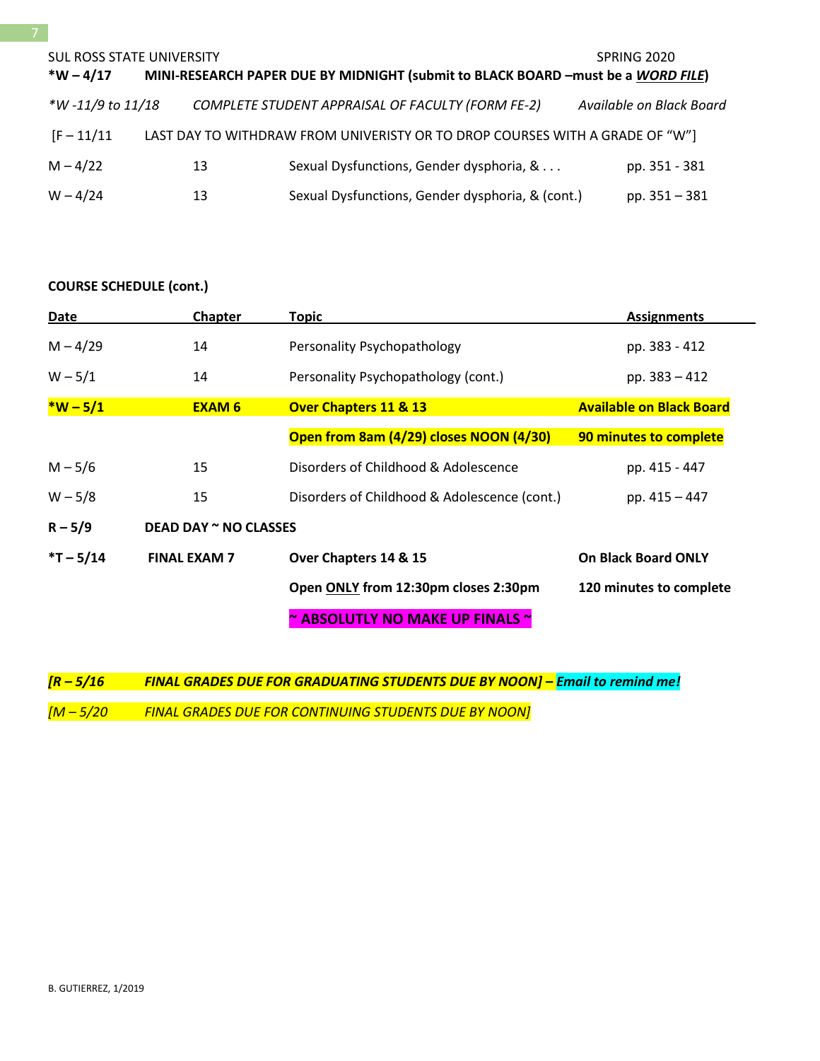SUL ROSS STATE UNIVERSITY SPRING 2020

| | | | |
|---|---|---|---|
| **\*W – 4/17** | **MINI-RESEARCH PAPER DUE BY MIDNIGHT (submit to BLACK BOARD –must be a *WORD FILE*)** | | |
| *\*W -11/9 to 11/18* | *COMPLETE STUDENT APPRAISAL OF FACULTY (FORM FE-2)* | | *Available on Black Board* |
| [F – 11/11 | LAST DAY TO WITHDRAW FROM UNIVERISTY OR TO DROP COURSES WITH A GRADE OF "W"] | | |
| M – 4/22 | 13 | Sexual Dysfunctions, Gender dysphoria, & . . . | pp. 351 - 381 |
| W – 4/24 | 13 | Sexual Dysfunctions, Gender dysphoria, & (cont.) | pp. 351 – 381 |

**COURSE SCHEDULE (cont.)**

| Date | Chapter | Topic | Assignments |
|---|---|---|---|
| M – 4/29 | 14 | Personality Psychopathology | pp. 383 - 412 |
| W – 5/1 | 14 | Personality Psychopathology (cont.) | pp. 383 – 412 |
| **\*W – 5/1** | **EXAM 6** | **Over Chapters 11 & 13** | **Available on Black Board** |
| | | **Open from 8am (4/29) closes NOON (4/30)** | **90 minutes to complete** |
| M – 5/6 | 15 | Disorders of Childhood & Adolescence | pp. 415 - 447 |
| W – 5/8 | 15 | Disorders of Childhood & Adolescence (cont.) | pp. 415 – 447 |
| **R – 5/9** | **DEAD DAY ~ NO CLASSES** | | |
| **\*T – 5/14** | **FINAL EXAM 7** | **Over Chapters 14 & 15** | **On Black Board ONLY** |
| | | **Open ONLY from 12:30pm closes 2:30pm** | **120 minutes to complete** |
| | | **~ ABSOLUTLY NO MAKE UP FINALS ~** | |

***[R – 5/16 FINAL GRADES DUE FOR GRADUATING STUDENTS DUE BY NOON] – Email to remind me!***

*[M – 5/20 FINAL GRADES DUE FOR CONTINUING STUDENTS DUE BY NOON]*

B. GUTIERREZ, 1/2019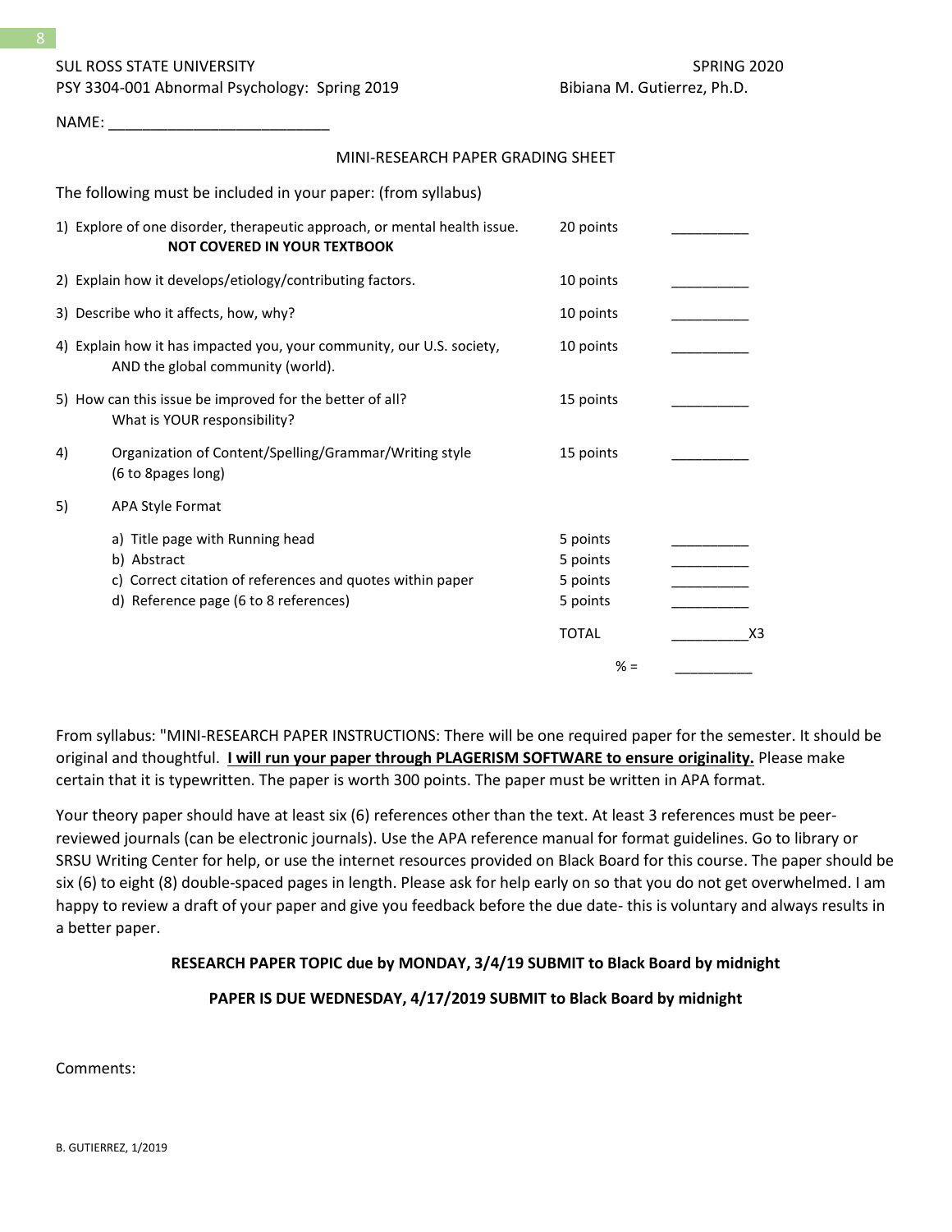SUL ROSS STATE UNIVERSITY SPRING 2020

PSY 3304-001 Abnormal Psychology: Spring 2019 Bibiana M. Gutierrez, Ph.D.

NAME: ___________________________

MINI-RESEARCH PAPER GRADING SHEET

The following must be included in your paper: (from syllabus)

| | | |
|---|---|---|
| 1) Explore of one disorder, therapeutic approach, or mental health issue. **NOT COVERED IN YOUR TEXTBOOK** | 20 points | __________ |
| 2) Explain how it develops/etiology/contributing factors. | 10 points | __________ |
| 3) Describe who it affects, how, why? | 10 points | __________ |
| 4) Explain how it has impacted you, your community, our U.S. society, AND the global community (world). | 10 points | __________ |
| 5) How can this issue be improved for the better of all? What is YOUR responsibility? | 15 points | __________ |
| 4) Organization of Content/Spelling/Grammar/Writing style (6 to 8pages long) | 15 points | __________ |
| 5) APA Style Format | | |
| a) Title page with Running head | 5 points | __________ |
| b) Abstract | 5 points | __________ |
| c) Correct citation of references and quotes within paper | 5 points | __________ |
| d) Reference page (6 to 8 references) | 5 points | __________ |
| | TOTAL | __________X3 |
| | % = | __________ |

From syllabus: "MINI-RESEARCH PAPER INSTRUCTIONS: There will be one required paper for the semester. It should be original and thoughtful. **I will run your paper through PLAGERISM SOFTWARE to ensure originality.** Please make certain that it is typewritten. The paper is worth 300 points. The paper must be written in APA format.

Your theory paper should have at least six (6) references other than the text. At least 3 references must be peer-reviewed journals (can be electronic journals). Use the APA reference manual for format guidelines. Go to library or SRSU Writing Center for help, or use the internet resources provided on Black Board for this course. The paper should be six (6) to eight (8) double-spaced pages in length. Please ask for help early on so that you do not get overwhelmed. I am happy to review a draft of your paper and give you feedback before the due date- this is voluntary and always results in a better paper.

**RESEARCH PAPER TOPIC due by MONDAY, 3/4/19 SUBMIT to Black Board by midnight**

**PAPER IS DUE WEDNESDAY, 4/17/2019 SUBMIT to Black Board by midnight**

Comments:

B. GUTIERREZ, 1/2019